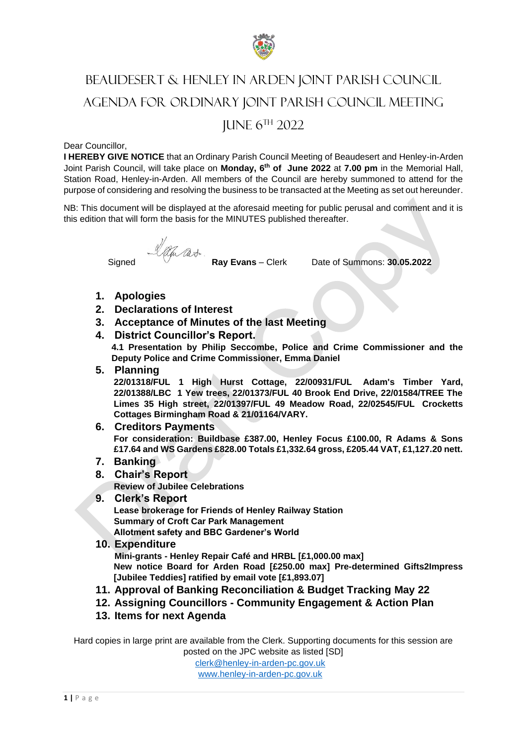# Beaudesert & Henley in Arden Joint Parish Council

# Agenda for Ordinary Joint Parish Council Meeting

# June 6th 2022

Dear Councillor,

**I HEREBY GIVE NOTICE** that an Ordinary Parish Council Meeting of Beaudesert and Henley-in-Arden Joint Parish Council, will take place on **Monday, 6th of June 2022** at **7.00 pm** in the Memorial Hall, Station Road, Henley-in-Arden. All members of the Council are hereby summoned to attend for the purpose of considering and resolving the business to be transacted at the Meeting as set out hereunder.

NB: This document will be displayed at the aforesaid meeting for public perusal and comment and it is this edition that will form the basis for the MINUTES published thereafter.

Signed **Ray Evans** – Clerk Date of Summons: **30.05.2022**

1. **Apologies**
2. **Declarations of Interest**
3. **Acceptance of Minutes of the last Meeting**
4. **District Councillor's Report.**
   **4.1 Presentation by Philip Seccombe, Police and Crime Commissioner and the Deputy Police and Crime Commissioner, Emma Daniel**
5. **Planning**
   **22/01318/FUL 1 High Hurst Cottage, 22/00931/FUL Adam's Timber Yard, 22/01388/LBC 1 Yew trees, 22/01373/FUL 40 Brook End Drive, 22/01584/TREE The Limes 35 High street, 22/01397/FUL 49 Meadow Road, 22/02545/FUL Crocketts Cottages Birmingham Road & 21/01164/VARY.**
6. **Creditors Payments**
   **For consideration: Buildbase £387.00, Henley Focus £100.00, R Adams & Sons £17.64 and WS Gardens £828.00 Totals £1,332.64 gross, £205.44 VAT, £1,127.20 nett.**
7. **Banking**
8. **Chair's Report**
   **Review of Jubilee Celebrations**
9. **Clerk's Report**
   **Lease brokerage for Friends of Henley Railway Station**
   **Summary of Croft Car Park Management**
   **Allotment safety and BBC Gardener's World**
10. **Expenditure**
    **Mini-grants - Henley Repair Café and HRBL [£1,000.00 max]**
    **New notice Board for Arden Road [£250.00 max] Pre-determined Gifts2Impress [Jubilee Teddies] ratified by email vote [£1,893.07]**
11. **Approval of Banking Reconciliation & Budget Tracking May 22**
12. **Assigning Councillors - Community Engagement & Action Plan**
13. **Items for next Agenda**

Hard copies in large print are available from the Clerk. Supporting documents for this session are posted on the JPC website as listed [SD]

clerk@henley-in-arden-pc.gov.uk
www.henley-in-arden-pc.gov.uk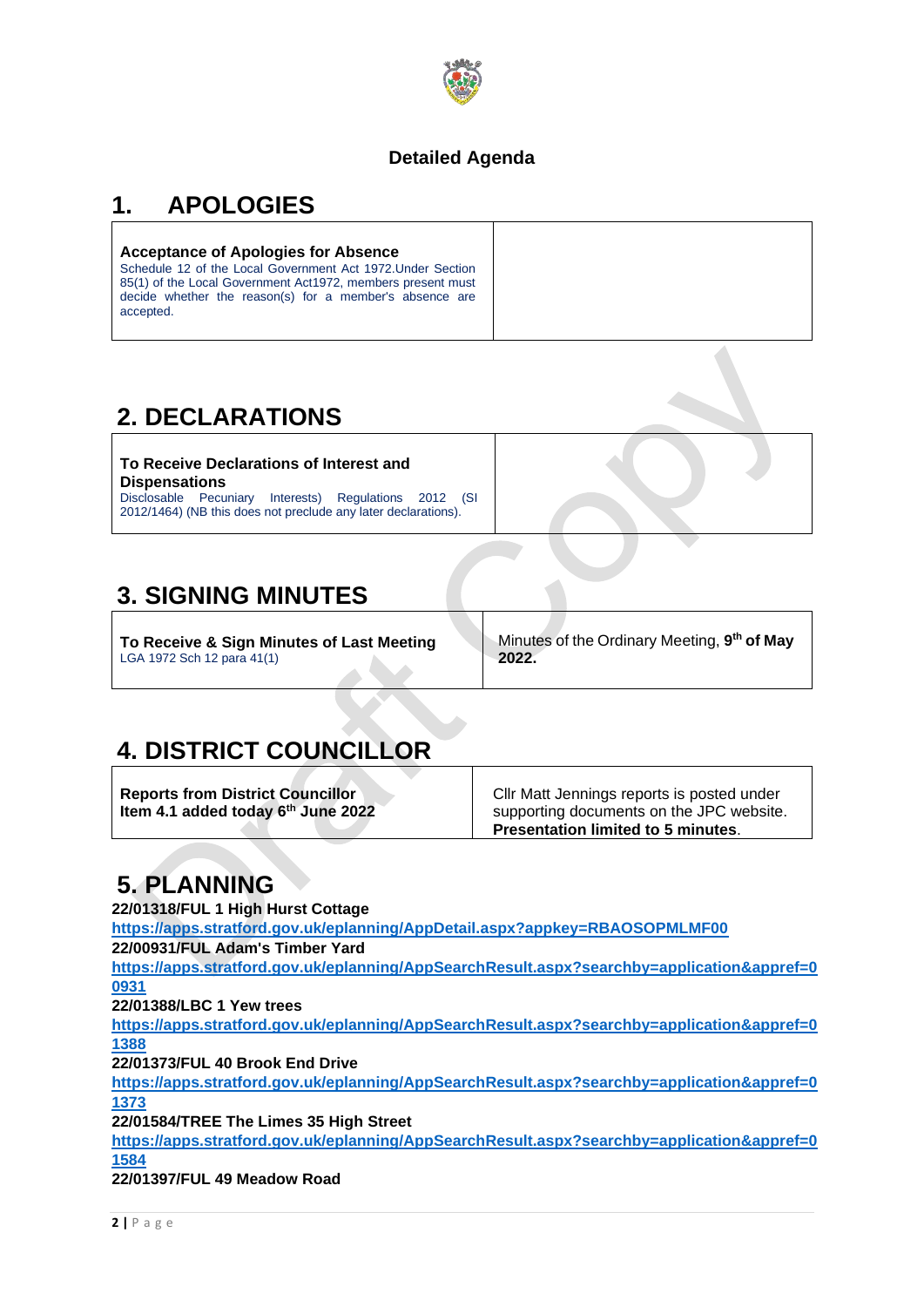**Detailed Agenda**

# 1. APOLOGIES

| **Acceptance of Apologies for Absence** Schedule 12 of the Local Government Act 1972.Under Section 85(1) of the Local Government Act1972, members present must decide whether the reason(s) for a member's absence are accepted. | |
|---|---|

# 2. DECLARATIONS

| **To Receive Declarations of Interest and Dispensations** Disclosable Pecuniary Interests) Regulations 2012 (SI 2012/1464) (NB this does not preclude any later declarations). | |
|---|---|

# 3. SIGNING MINUTES

| **To Receive & Sign Minutes of Last Meeting** LGA 1972 Sch 12 para 41(1) | Minutes of the Ordinary Meeting, **9th of May 2022.** |
|---|---|

# 4. DISTRICT COUNCILLOR

| **Reports from District Councillor** **Item 4.1 added today 6th June 2022** | Cllr Matt Jennings reports is posted under supporting documents on the JPC website. **Presentation limited to 5 minutes**. |
|---|---|

# 5. PLANNING

**22/01318/FUL 1 High Hurst Cottage**
**https://apps.stratford.gov.uk/eplanning/AppDetail.aspx?appkey=RBAOSOPMLMF00**
**22/00931/FUL Adam's Timber Yard**
**https://apps.stratford.gov.uk/eplanning/AppSearchResult.aspx?searchby=application&appref=00931**
**22/01388/LBC 1 Yew trees**
**https://apps.stratford.gov.uk/eplanning/AppSearchResult.aspx?searchby=application&appref=01388**
**22/01373/FUL 40 Brook End Drive**
**https://apps.stratford.gov.uk/eplanning/AppSearchResult.aspx?searchby=application&appref=01373**
**22/01584/TREE The Limes 35 High Street**
**https://apps.stratford.gov.uk/eplanning/AppSearchResult.aspx?searchby=application&appref=01584**
**22/01397/FUL 49 Meadow Road**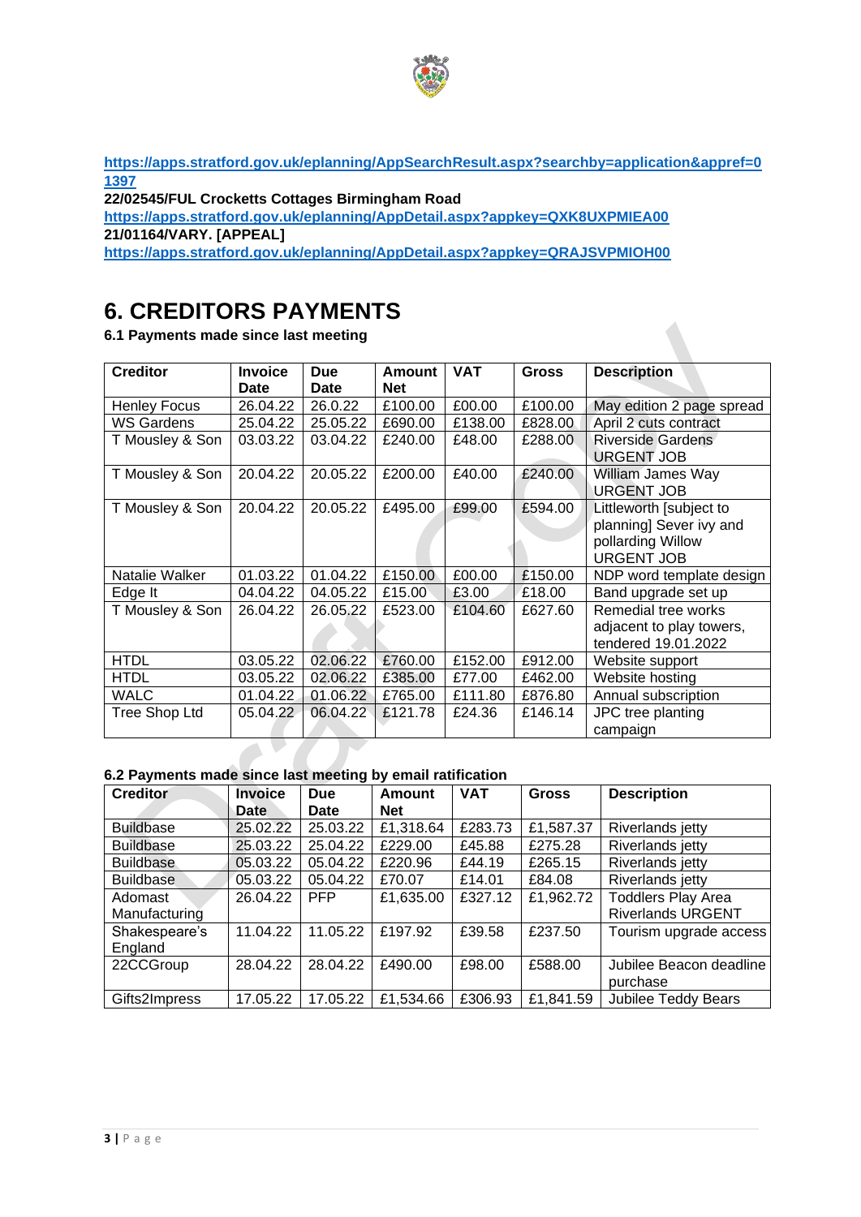**https://apps.stratford.gov.uk/eplanning/AppSearchResult.aspx?searchby=application&appref=01397**
**22/02545/FUL Crocketts Cottages Birmingham Road**
**https://apps.stratford.gov.uk/eplanning/AppDetail.aspx?appkey=QXK8UXPMIEA00**
**21/01164/VARY. [APPEAL]**
**https://apps.stratford.gov.uk/eplanning/AppDetail.aspx?appkey=QRAJSVPMIOH00**

# 6. CREDITORS PAYMENTS

### 6.1 Payments made since last meeting

| Creditor | Invoice Date | Due Date | Amount Net | VAT | Gross | Description |
|---|---|---|---|---|---|---|
| Henley Focus | 26.04.22 | 26.0.22 | £100.00 | £00.00 | £100.00 | May edition 2 page spread |
| WS Gardens | 25.04.22 | 25.05.22 | £690.00 | £138.00 | £828.00 | April 2 cuts contract |
| T Mousley & Son | 03.03.22 | 03.04.22 | £240.00 | £48.00 | £288.00 | Riverside Gardens URGENT JOB |
| T Mousley & Son | 20.04.22 | 20.05.22 | £200.00 | £40.00 | £240.00 | William James Way URGENT JOB |
| T Mousley & Son | 20.04.22 | 20.05.22 | £495.00 | £99.00 | £594.00 | Littleworth [subject to planning] Sever ivy and pollarding Willow URGENT JOB |
| Natalie Walker | 01.03.22 | 01.04.22 | £150.00 | £00.00 | £150.00 | NDP word template design |
| Edge It | 04.04.22 | 04.05.22 | £15.00 | £3.00 | £18.00 | Band upgrade set up |
| T Mousley & Son | 26.04.22 | 26.05.22 | £523.00 | £104.60 | £627.60 | Remedial tree works adjacent to play towers, tendered 19.01.2022 |
| HTDL | 03.05.22 | 02.06.22 | £760.00 | £152.00 | £912.00 | Website support |
| HTDL | 03.05.22 | 02.06.22 | £385.00 | £77.00 | £462.00 | Website hosting |
| WALC | 01.04.22 | 01.06.22 | £765.00 | £111.80 | £876.80 | Annual subscription |
| Tree Shop Ltd | 05.04.22 | 06.04.22 | £121.78 | £24.36 | £146.14 | JPC tree planting campaign |

### 6.2 Payments made since last meeting by email ratification

| Creditor | Invoice Date | Due Date | Amount Net | VAT | Gross | Description |
|---|---|---|---|---|---|---|
| Buildbase | 25.02.22 | 25.03.22 | £1,318.64 | £283.73 | £1,587.37 | Riverlands jetty |
| Buildbase | 25.03.22 | 25.04.22 | £229.00 | £45.88 | £275.28 | Riverlands jetty |
| Buildbase | 05.03.22 | 05.04.22 | £220.96 | £44.19 | £265.15 | Riverlands jetty |
| Buildbase | 05.03.22 | 05.04.22 | £70.07 | £14.01 | £84.08 | Riverlands jetty |
| Adomast Manufacturing | 26.04.22 | PFP | £1,635.00 | £327.12 | £1,962.72 | Toddlers Play Area Riverlands URGENT |
| Shakespeare's England | 11.04.22 | 11.05.22 | £197.92 | £39.58 | £237.50 | Tourism upgrade access |
| 22CCGroup | 28.04.22 | 28.04.22 | £490.00 | £98.00 | £588.00 | Jubilee Beacon deadline purchase |
| Gifts2Impress | 17.05.22 | 17.05.22 | £1,534.66 | £306.93 | £1,841.59 | Jubilee Teddy Bears |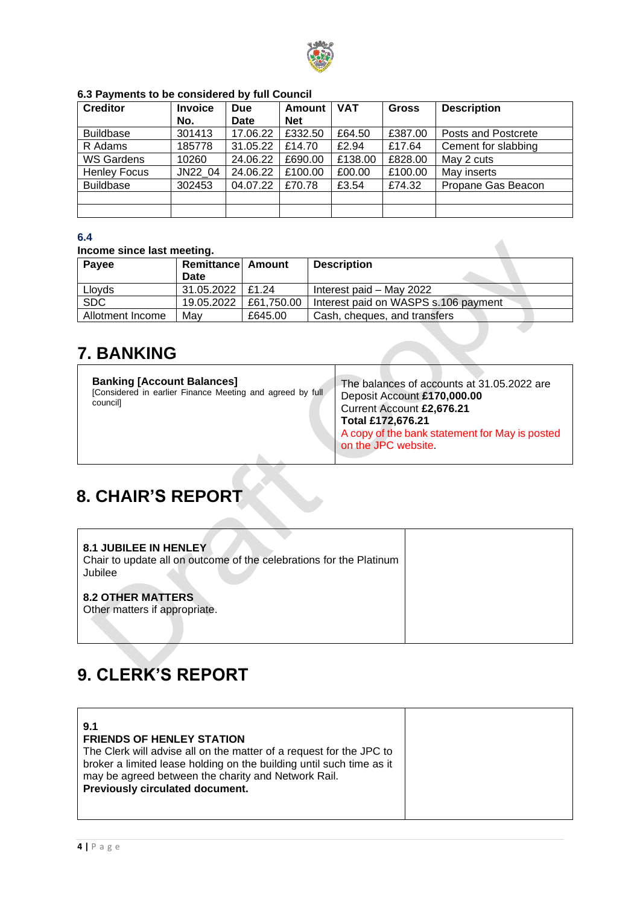### 6.3 Payments to be considered by full Council

| Creditor | Invoice No. | Due Date | Amount Net | VAT | Gross | Description |
|---|---|---|---|---|---|---|
| Buildbase | 301413 | 17.06.22 | £332.50 | £64.50 | £387.00 | Posts and Postcrete |
| R Adams | 185778 | 31.05.22 | £14.70 | £2.94 | £17.64 | Cement for slabbing |
| WS Gardens | 10260 | 24.06.22 | £690.00 | £138.00 | £828.00 | May 2 cuts |
| Henley Focus | JN22_04 | 24.06.22 | £100.00 | £00.00 | £100.00 | May inserts |
| Buildbase | 302453 | 04.07.22 | £70.78 | £3.54 | £74.32 | Propane Gas Beacon |
| | | | | | | |
| | | | | | | |

### 6.4

**Income since last meeting.**

| Payee | Remittance Date | Amount | Description |
|---|---|---|---|
| Lloyds | 31.05.2022 | £1.24 | Interest paid – May 2022 |
| SDC | 19.05.2022 | £61,750.00 | Interest paid on WASPS s.106 payment |
| Allotment Income | May | £645.00 | Cash, cheques, and transfers |

# 7. BANKING

| **Banking [Account Balances]** [Considered in earlier Finance Meeting and agreed by full council] | The balances of accounts at 31.05.2022 are Deposit Account **£170,000.00** Current Account **£2,676.21** **Total £172,676.21** A copy of the bank statement for May is posted on the JPC website. |
|---|---|

# 8. CHAIR'S REPORT

**8.1 JUBILEE IN HENLEY**
Chair to update all on outcome of the celebrations for the Platinum Jubilee

**8.2 OTHER MATTERS**
Other matters if appropriate.

# 9. CLERK'S REPORT

**9.1**
**FRIENDS OF HENLEY STATION**
The Clerk will advise all on the matter of a request for the JPC to broker a limited lease holding on the building until such time as it may be agreed between the charity and Network Rail.
**Previously circulated document.**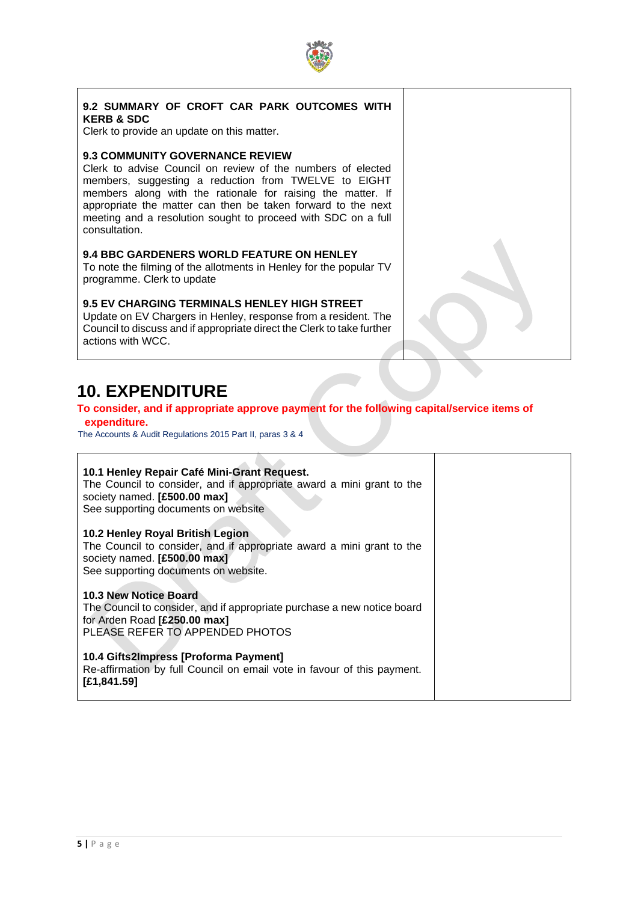| **9.2 SUMMARY OF CROFT CAR PARK OUTCOMES WITH KERB & SDC**<br>Clerk to provide an update on this matter.<br><br>**9.3 COMMUNITY GOVERNANCE REVIEW**<br>Clerk to advise Council on review of the numbers of elected members, suggesting a reduction from TWELVE to EIGHT members along with the rationale for raising the matter. If appropriate the matter can then be taken forward to the next meeting and a resolution sought to proceed with SDC on a full consultation.<br><br>**9.4 BBC GARDENERS WORLD FEATURE ON HENLEY**<br>To note the filming of the allotments in Henley for the popular TV programme. Clerk to update<br><br>**9.5 EV CHARGING TERMINALS HENLEY HIGH STREET**<br>Update on EV Chargers in Henley, response from a resident. The Council to discuss and if appropriate direct the Clerk to take further actions with WCC. | |
|---|---|

# 10. EXPENDITURE

**To consider, and if appropriate approve payment for the following capital/service items of expenditure.**

The Accounts & Audit Regulations 2015 Part II, paras 3 & 4

| **10.1 Henley Repair Café Mini-Grant Request.**<br>The Council to consider, and if appropriate award a mini grant to the society named. **[£500.00 max]**<br>See supporting documents on website<br><br>**10.2 Henley Royal British Legion**<br>The Council to consider, and if appropriate award a mini grant to the society named. **[£500.00 max]**<br>See supporting documents on website.<br><br>**10.3 New Notice Board**<br>The Council to consider, and if appropriate purchase a new notice board for Arden Road **[£250.00 max]**<br>PLEASE REFER TO APPENDED PHOTOS<br><br>**10.4 Gifts2Impress [Proforma Payment]**<br>Re-affirmation by full Council on email vote in favour of this payment. **[£1,841.59]** | |
|---|---|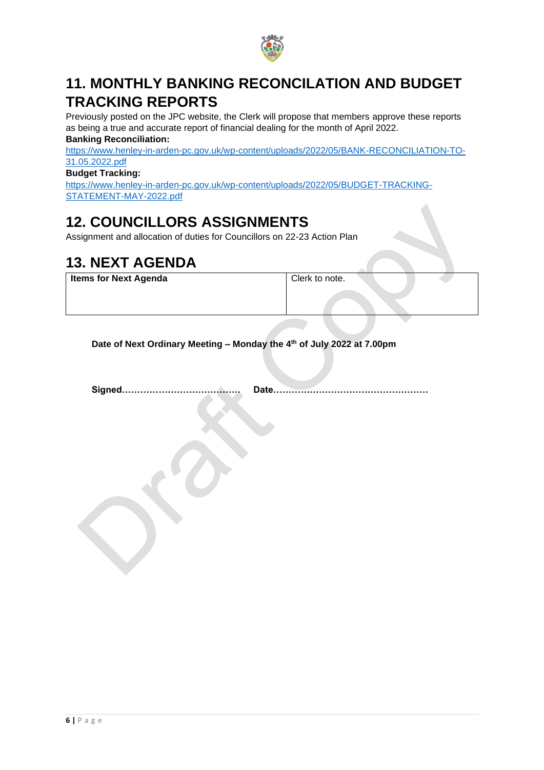# 11. MONTHLY BANKING RECONCILATION AND BUDGET TRACKING REPORTS

Previously posted on the JPC website, the Clerk will propose that members approve these reports as being a true and accurate report of financial dealing for the month of April 2022.

**Banking Reconciliation:**

https://www.henley-in-arden-pc.gov.uk/wp-content/uploads/2022/05/BANK-RECONCILIATION-TO-31.05.2022.pdf

**Budget Tracking:**

https://www.henley-in-arden-pc.gov.uk/wp-content/uploads/2022/05/BUDGET-TRACKING-STATEMENT-MAY-2022.pdf

# 12. COUNCILLORS ASSIGNMENTS

Assignment and allocation of duties for Councillors on 22-23 Action Plan

# 13. NEXT AGENDA

| **Items for Next Agenda** | Clerk to note. |
|---|---|

**Date of Next Ordinary Meeting – Monday the 4th of July 2022 at 7.00pm**

**Signed…………………………………  Date……………………………………………**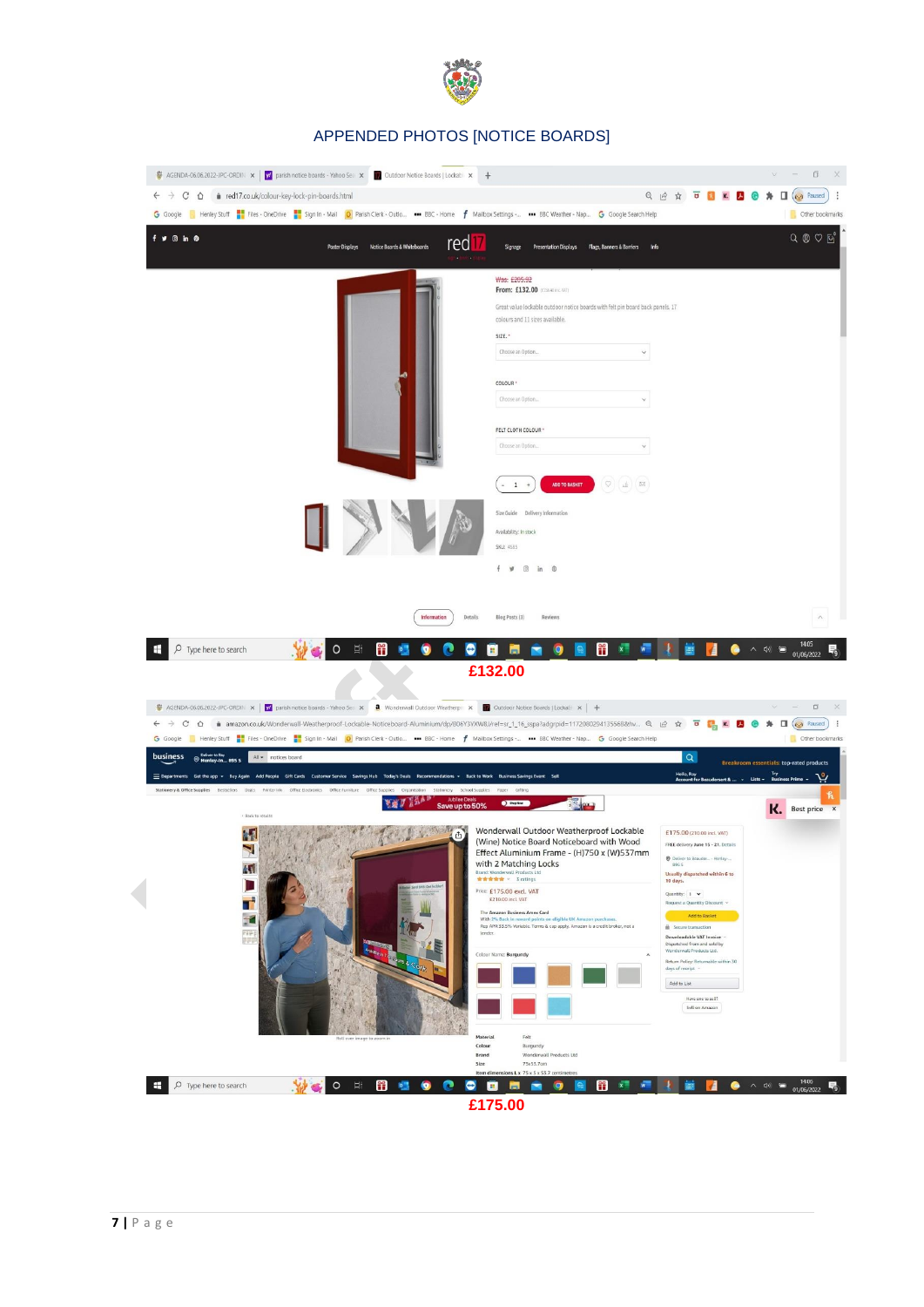# APPENDED PHOTOS [NOTICE BOARDS]

£132.00

£175.00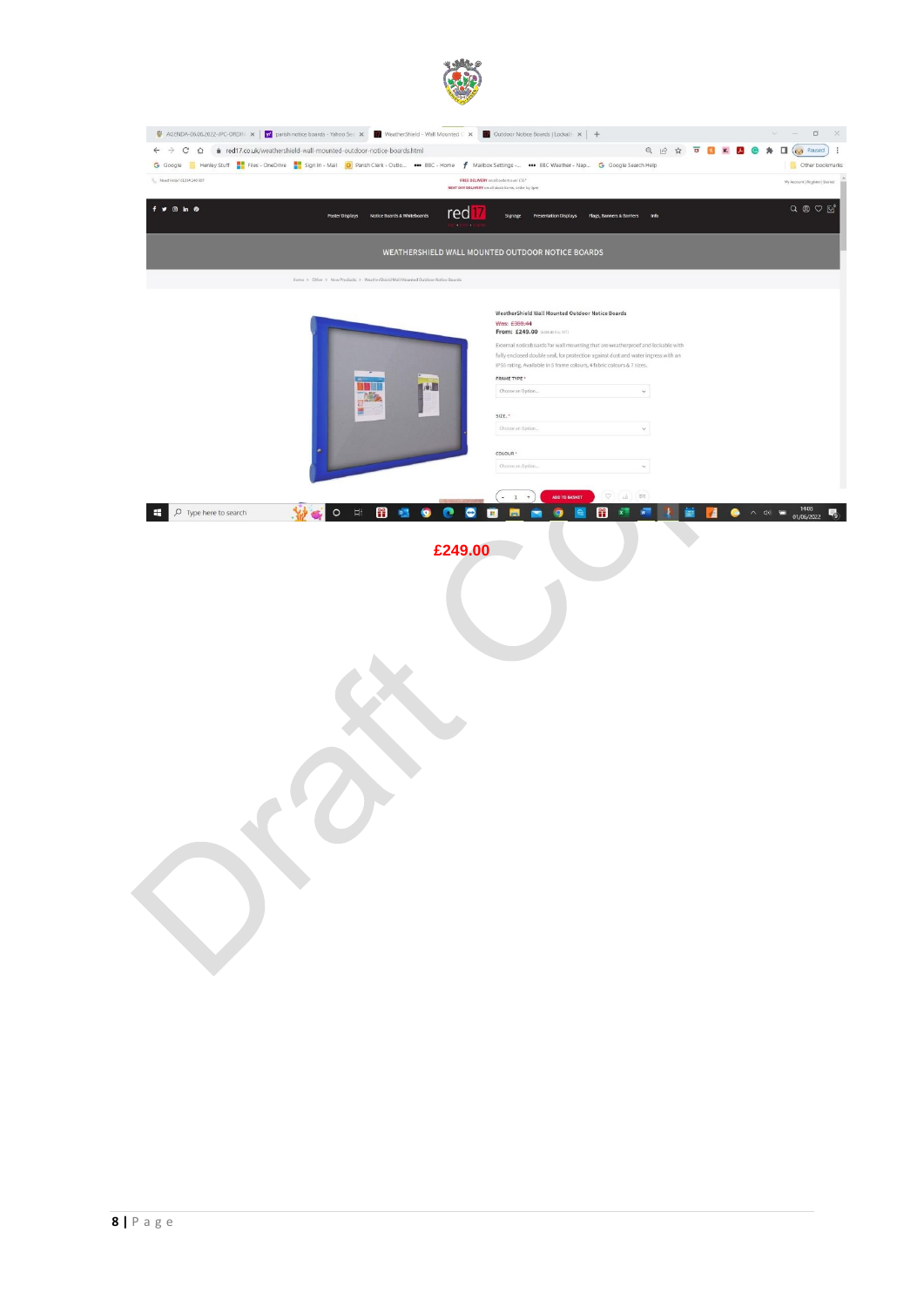£249.00